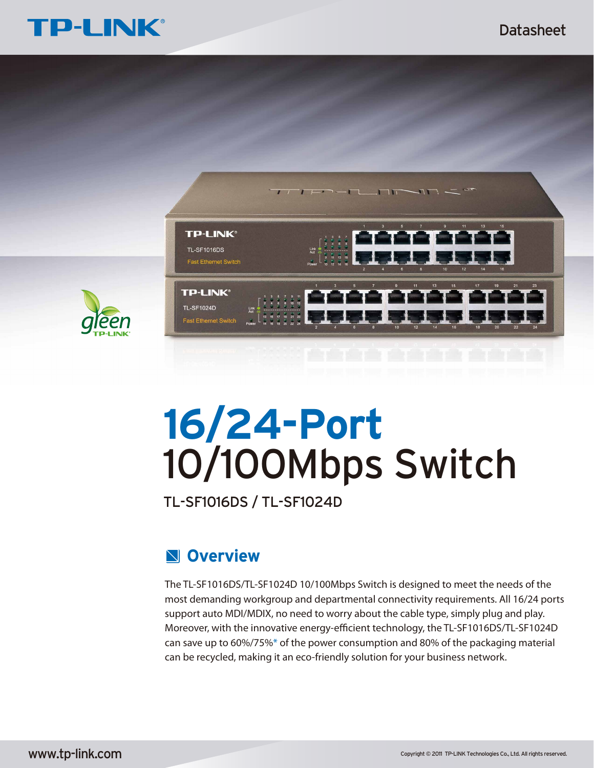# 16/24-Port 10/100Mbps Switch

TL-SF1016DS / TL-SF1024D

## Overview

The TL-SF1016DS/TL-SF1024D 10/100Mbps Switch is designed to meet the needs of the most demanding workgroup and departmental connectivity requirements. All 16/24 ports support auto MDI/MDIX, no need to worry about the cable type, simply plug and play. Moreover, with the innovative energy-efficient technology, the TL-SF1016DS/TL-SF1024D can save up to 60%/75%* of the power consumption and 80% of the packaging material can be recycled, making it an eco-friendly solution for your business network.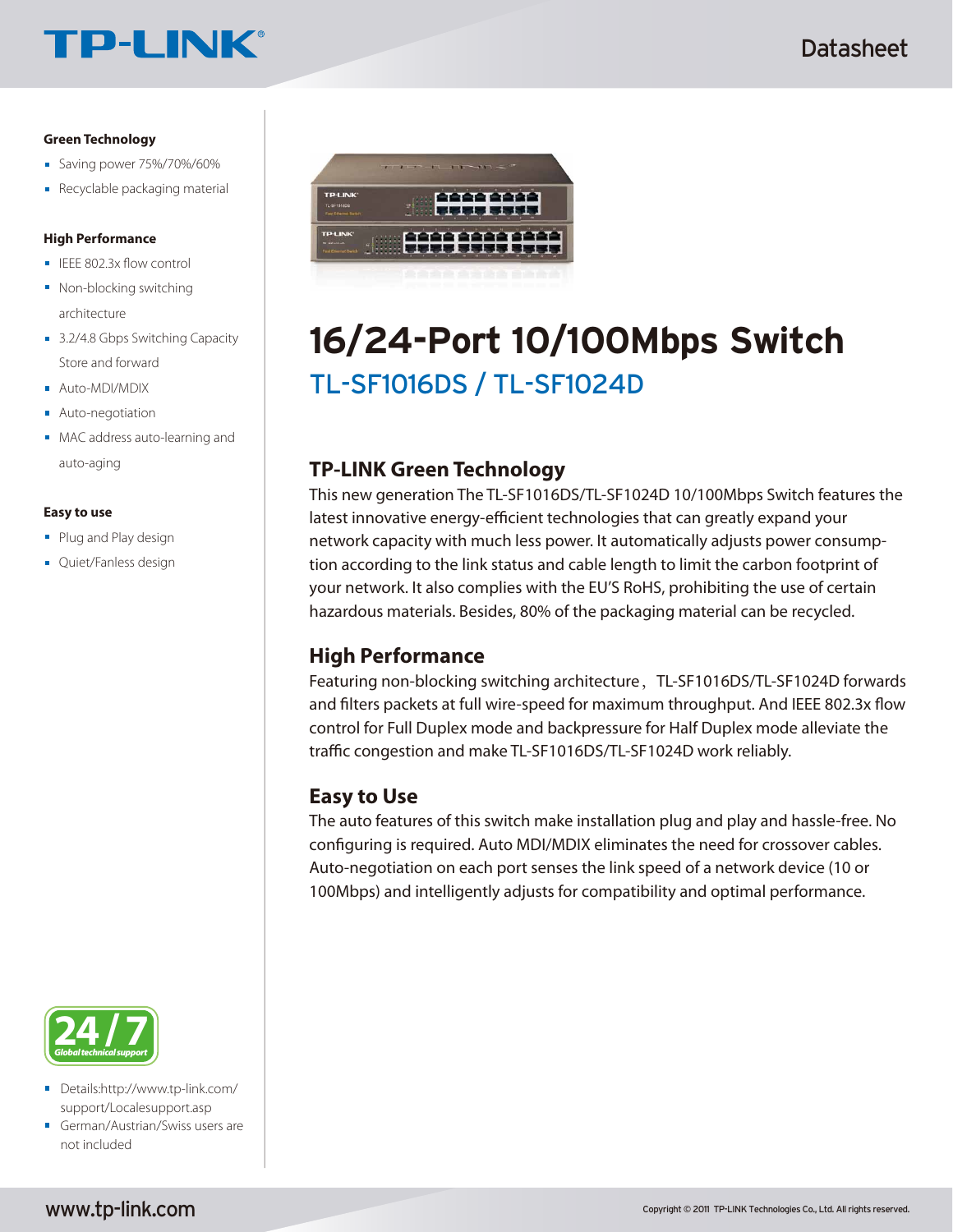# 16/24-Port 10/100Mbps Switch

## TL-SF1016DS / TL-SF1024D

**Green Technology**

- Saving power 75%/70%/60%
- Recyclable packaging material

**High Performance**

- IEEE 802.3x flow control
- Non-blocking switching architecture
- 3.2/4.8 Gbps Switching Capacity Store and forward
- Auto-MDI/MDIX
- Auto-negotiation
- MAC address auto-learning and auto-aging

**Easy to use**

- Plug and Play design
- Quiet/Fanless design

### TP-LINK Green Technology

This new generation The TL-SF1016DS/TL-SF1024D 10/100Mbps Switch features the latest innovative energy-efficient technologies that can greatly expand your network capacity with much less power. It automatically adjusts power consumption according to the link status and cable length to limit the carbon footprint of your network. It also complies with the EU'S RoHS, prohibiting the use of certain hazardous materials. Besides, 80% of the packaging material can be recycled.

### High Performance

Featuring non-blocking switching architecture， TL-SF1016DS/TL-SF1024D forwards and filters packets at full wire-speed for maximum throughput. And IEEE 802.3x flow control for Full Duplex mode and backpressure for Half Duplex mode alleviate the traffic congestion and make TL-SF1016DS/TL-SF1024D work reliably.

### Easy to Use

The auto features of this switch make installation plug and play and hassle-free. No configuring is required. Auto MDI/MDIX eliminates the need for crossover cables. Auto-negotiation on each port senses the link speed of a network device (10 or 100Mbps) and intelligently adjusts for compatibility and optimal performance.

**24/7 Global technical support**

- Details:http://www.tp-link.com/support/Localesupport.asp
- German/Austrian/Swiss users are not included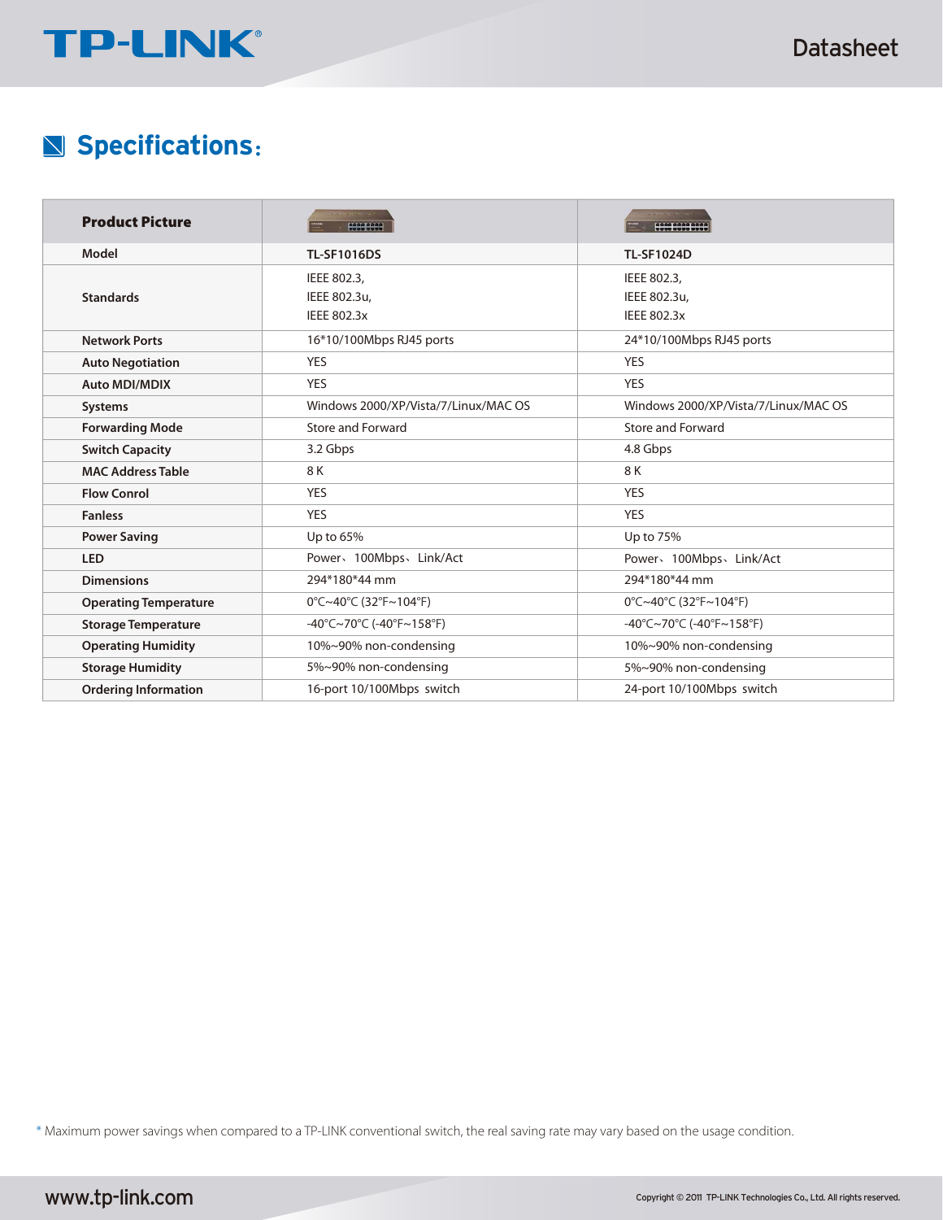## Specifications:

| Product Picture | | |
|---|---|---|
| Model | TL-SF1016DS | TL-SF1024D |
| Standards | IEEE 802.3,<br>IEEE 802.3u,<br>IEEE 802.3x | IEEE 802.3,<br>IEEE 802.3u,<br>IEEE 802.3x |
| Network Ports | 16*10/100Mbps RJ45 ports | 24*10/100Mbps RJ45 ports |
| Auto Negotiation | YES | YES |
| Auto MDI/MDIX | YES | YES |
| Systems | Windows 2000/XP/Vista/7/Linux/MAC OS | Windows 2000/XP/Vista/7/Linux/MAC OS |
| Forwarding Mode | Store and Forward | Store and Forward |
| Switch Capacity | 3.2 Gbps | 4.8 Gbps |
| MAC Address Table | 8 K | 8 K |
| Flow Conrol | YES | YES |
| Fanless | YES | YES |
| Power Saving | Up to 65% | Up to 75% |
| LED | Power、100Mbps、Link/Act | Power、100Mbps、Link/Act |
| Dimensions | 294*180*44 mm | 294*180*44 mm |
| Operating Temperature | 0°C~40°C (32°F~104°F) | 0°C~40°C (32°F~104°F) |
| Storage Temperature | -40°C~70°C (-40°F~158°F) | -40°C~70°C (-40°F~158°F) |
| Operating Humidity | 10%~90% non-condensing | 10%~90% non-condensing |
| Storage Humidity | 5%~90% non-condensing | 5%~90% non-condensing |
| Ordering Information | 16-port 10/100Mbps switch | 24-port 10/100Mbps switch |

* Maximum power savings when compared to a TP-LINK conventional switch, the real saving rate may vary based on the usage condition.